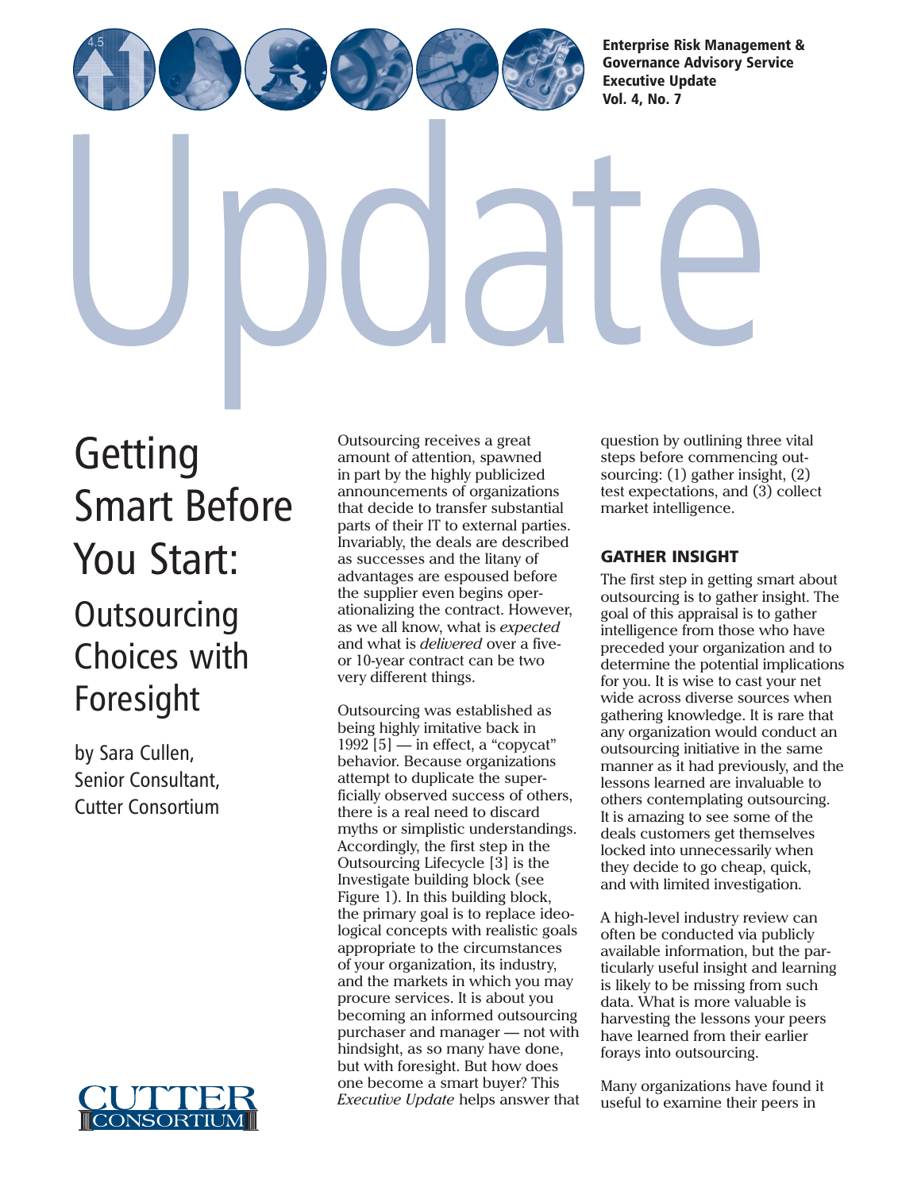Enterprise Risk Management & Governance Advisory Service Executive Update Vol. 4, No. 7

# Getting Smart Before You Start: Outsourcing Choices with Foresight

by Sara Cullen, Senior Consultant, Cutter Consortium

Outsourcing receives a great amount of attention, spawned in part by the highly publicized announcements of organizations that decide to transfer substantial parts of their IT to external parties. Invariably, the deals are described as successes and the litany of advantages are espoused before the supplier even begins operationalizing the contract. However, as we all know, what is *expected* and what is *delivered* over a five- or 10-year contract can be two very different things.

Outsourcing was established as being highly imitative back in 1992 [5] — in effect, a "copycat" behavior. Because organizations attempt to duplicate the superficially observed success of others, there is a real need to discard myths or simplistic understandings. Accordingly, the first step in the Outsourcing Lifecycle [3] is the Investigate building block (see Figure 1). In this building block, the primary goal is to replace ideological concepts with realistic goals appropriate to the circumstances of your organization, its industry, and the markets in which you may procure services. It is about you becoming an informed outsourcing purchaser and manager — not with hindsight, as so many have done, but with foresight. But how does one become a smart buyer? This *Executive Update* helps answer that question by outlining three vital steps before commencing outsourcing: (1) gather insight, (2) test expectations, and (3) collect market intelligence.

## GATHER INSIGHT

The first step in getting smart about outsourcing is to gather insight. The goal of this appraisal is to gather intelligence from those who have preceded your organization and to determine the potential implications for you. It is wise to cast your net wide across diverse sources when gathering knowledge. It is rare that any organization would conduct an outsourcing initiative in the same manner as it had previously, and the lessons learned are invaluable to others contemplating outsourcing. It is amazing to see some of the deals customers get themselves locked into unnecessarily when they decide to go cheap, quick, and with limited investigation.

A high-level industry review can often be conducted via publicly available information, but the particularly useful insight and learning is likely to be missing from such data. What is more valuable is harvesting the lessons your peers have learned from their earlier forays into outsourcing.

Many organizations have found it useful to examine their peers in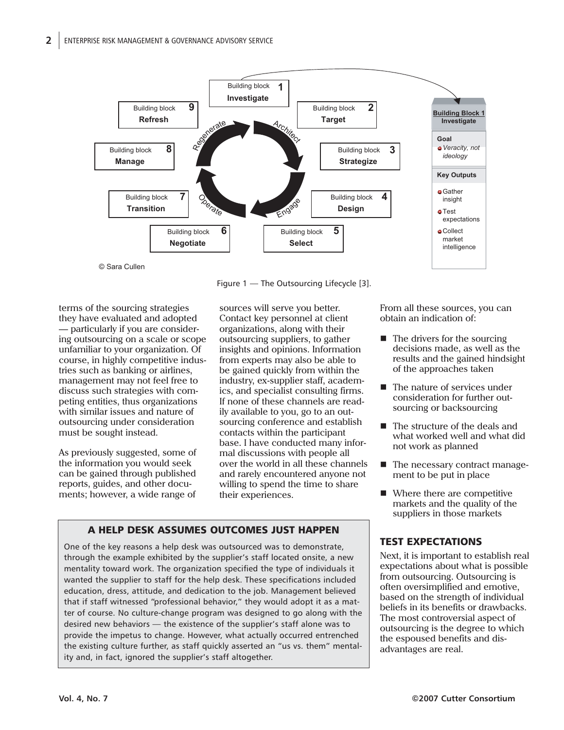Building block 1 **Investigate**

Building block 2 **Target**

Building block 3 **Strategize**

Building block 4 **Design**

Building block 5 **Select**

Building block 6 **Negotiate**

Building block 7 **Transition**

Building block 8 **Manage**

Building block 9 **Refresh**

Architect · Engage · Operate · Regenerate

**Building Block 1 Investigate**

**Goal**

- *Veracity, not ideology*

**Key Outputs**

- Gather insight
- Test expectations
- Collect market intelligence

© Sara Cullen

Figure 1 — The Outsourcing Lifecycle [3].

terms of the sourcing strategies they have evaluated and adopted — particularly if you are considering outsourcing on a scale or scope unfamiliar to your organization. Of course, in highly competitive industries such as banking or airlines, management may not feel free to discuss such strategies with competing entities, thus organizations with similar issues and nature of outsourcing under consideration must be sought instead.

As previously suggested, some of the information you would seek can be gained through published reports, guides, and other documents; however, a wide range of sources will serve you better. Contact key personnel at client organizations, along with their outsourcing suppliers, to gather insights and opinions. Information from experts may also be able to be gained quickly from within the industry, ex-supplier staff, academics, and specialist consulting firms. If none of these channels are readily available to you, go to an outsourcing conference and establish contacts within the participant base. I have conducted many informal discussions with people all over the world in all these channels and rarely encountered anyone not willing to spend the time to share their experiences.

From all these sources, you can obtain an indication of:

- The drivers for the sourcing decisions made, as well as the results and the gained hindsight of the approaches taken
- The nature of services under consideration for further outsourcing or backsourcing
- The structure of the deals and what worked well and what did not work as planned
- The necessary contract management to be put in place
- Where there are competitive markets and the quality of the suppliers in those markets

### A HELP DESK ASSUMES OUTCOMES JUST HAPPEN

One of the key reasons a help desk was outsourced was to demonstrate, through the example exhibited by the supplier's staff located onsite, a new mentality toward work. The organization specified the type of individuals it wanted the supplier to staff for the help desk. These specifications included education, dress, attitude, and dedication to the job. Management believed that if staff witnessed "professional behavior," they would adopt it as a matter of course. No culture-change program was designed to go along with the desired new behaviors — the existence of the supplier's staff alone was to provide the impetus to change. However, what actually occurred entrenched the existing culture further, as staff quickly asserted an "us vs. them" mentality and, in fact, ignored the supplier's staff altogether.

## TEST EXPECTATIONS

Next, it is important to establish real expectations about what is possible from outsourcing. Outsourcing is often oversimplified and emotive, based on the strength of individual beliefs in its benefits or drawbacks. The most controversial aspect of outsourcing is the degree to which the espoused benefits and disadvantages are real.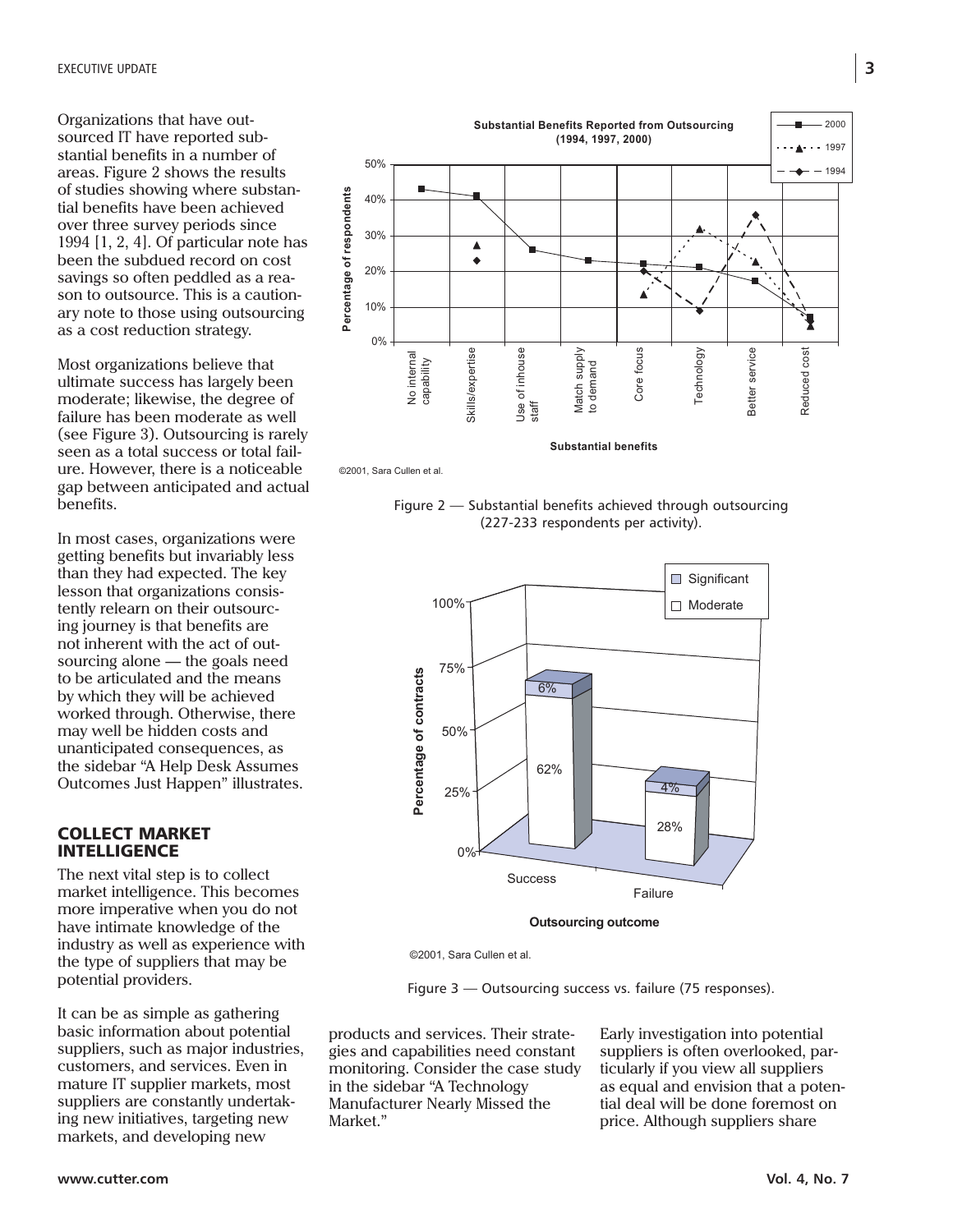Organizations that have outsourced IT have reported substantial benefits in a number of areas. Figure 2 shows the results of studies showing where substantial benefits have been achieved over three survey periods since 1994 [1, 2, 4]. Of particular note has been the subdued record on cost savings so often peddled as a reason to outsource. This is a cautionary note to those using outsourcing as a cost reduction strategy.

Most organizations believe that ultimate success has largely been moderate; likewise, the degree of failure has been moderate as well (see Figure 3). Outsourcing is rarely seen as a total success or total failure. However, there is a noticeable gap between anticipated and actual benefits.

In most cases, organizations were getting benefits but invariably less than they had expected. The key lesson that organizations consistently relearn on their outsourcing journey is that benefits are not inherent with the act of outsourcing alone — the goals need to be articulated and the means by which they will be achieved worked through. Otherwise, there may well be hidden costs and unanticipated consequences, as the sidebar "A Help Desk Assumes Outcomes Just Happen" illustrates.

Figure 2 — Substantial benefits achieved through outsourcing (227-233 respondents per activity).

Figure 3 — Outsourcing success vs. failure (75 responses).

## COLLECT MARKET INTELLIGENCE

The next vital step is to collect market intelligence. This becomes more imperative when you do not have intimate knowledge of the industry as well as experience with the type of suppliers that may be potential providers.

It can be as simple as gathering basic information about potential suppliers, such as major industries, customers, and services. Even in mature IT supplier markets, most suppliers are constantly undertaking new initiatives, targeting new markets, and developing new products and services. Their strategies and capabilities need constant monitoring. Consider the case study in the sidebar "A Technology Manufacturer Nearly Missed the Market."

Early investigation into potential suppliers is often overlooked, particularly if you view all suppliers as equal and envision that a potential deal will be done foremost on price. Although suppliers share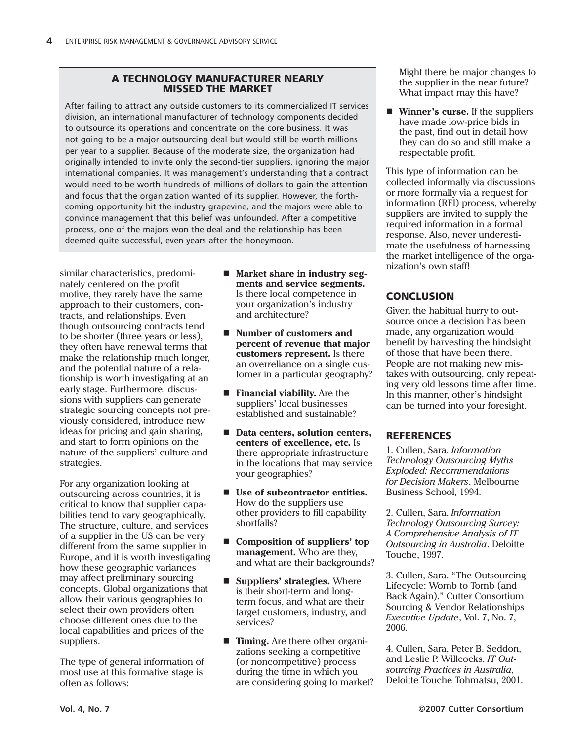### A TECHNOLOGY MANUFACTURER NEARLY MISSED THE MARKET

After failing to attract any outside customers to its commercialized IT services division, an international manufacturer of technology components decided to outsource its operations and concentrate on the core business. It was not going to be a major outsourcing deal but would still be worth millions per year to a supplier. Because of the moderate size, the organization had originally intended to invite only the second-tier suppliers, ignoring the major international companies. It was management's understanding that a contract would need to be worth hundreds of millions of dollars to gain the attention and focus that the organization wanted of its supplier. However, the forthcoming opportunity hit the industry grapevine, and the majors were able to convince management that this belief was unfounded. After a competitive process, one of the majors won the deal and the relationship has been deemed quite successful, even years after the honeymoon.

similar characteristics, predominately centered on the profit motive, they rarely have the same approach to their customers, contracts, and relationships. Even though outsourcing contracts tend to be shorter (three years or less), they often have renewal terms that make the relationship much longer, and the potential nature of a relationship is worth investigating at an early stage. Furthermore, discussions with suppliers can generate strategic sourcing concepts not previously considered, introduce new ideas for pricing and gain sharing, and start to form opinions on the nature of the suppliers' culture and strategies.

For any organization looking at outsourcing across countries, it is critical to know that supplier capabilities tend to vary geographically. The structure, culture, and services of a supplier in the US can be very different from the same supplier in Europe, and it is worth investigating how these geographic variances may affect preliminary sourcing concepts. Global organizations that allow their various geographies to select their own providers often choose different ones due to the local capabilities and prices of the suppliers.

The type of general information of most use at this formative stage is often as follows:

- **Market share in industry segments and service segments.** Is there local competence in your organization's industry and architecture?
- **Number of customers and percent of revenue that major customers represent.** Is there an overreliance on a single customer in a particular geography?
- **Financial viability.** Are the suppliers' local businesses established and sustainable?
- **Data centers, solution centers, centers of excellence, etc.** Is there appropriate infrastructure in the locations that may service your geographies?
- **Use of subcontractor entities.** How do the suppliers use other providers to fill capability shortfalls?
- **Composition of suppliers' top management.** Who are they, and what are their backgrounds?
- **Suppliers' strategies.** Where is their short-term and long-term focus, and what are their target customers, industry, and services?
- **Timing.** Are there other organizations seeking a competitive (or noncompetitive) process during the time in which you are considering going to market? Might there be major changes to the supplier in the near future? What impact may this have?
- **Winner's curse.** If the suppliers have made low-price bids in the past, find out in detail how they can do so and still make a respectable profit.

This type of information can be collected informally via discussions or more formally via a request for information (RFI) process, whereby suppliers are invited to supply the required information in a formal response. Also, never underestimate the usefulness of harnessing the market intelligence of the organization's own staff!

## CONCLUSION

Given the habitual hurry to outsource once a decision has been made, any organization would benefit by harvesting the hindsight of those that have been there. People are not making new mistakes with outsourcing, only repeating very old lessons time after time. In this manner, other's hindsight can be turned into your foresight.

## REFERENCES

1. Cullen, Sara. *Information Technology Outsourcing Myths Exploded: Recommendations for Decision Makers*. Melbourne Business School, 1994.

2. Cullen, Sara. *Information Technology Outsourcing Survey: A Comprehensive Analysis of IT Outsourcing in Australia*. Deloitte Touche, 1997.

3. Cullen, Sara. "The Outsourcing Lifecycle: Womb to Tomb (and Back Again)." Cutter Consortium Sourcing & Vendor Relationships *Executive Update*, Vol. 7, No. 7, 2006.

4. Cullen, Sara, Peter B. Seddon, and Leslie P. Willcocks. *IT Outsourcing Practices in Australia*, Deloitte Touche Tohmatsu, 2001.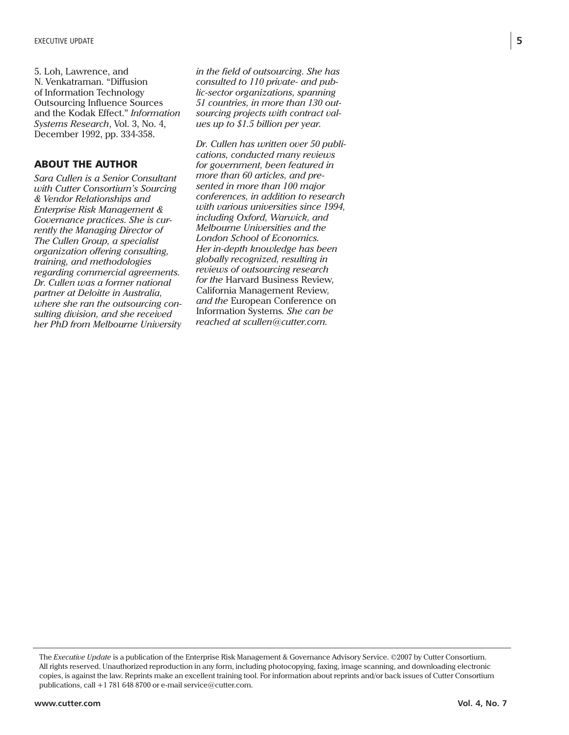5. Loh, Lawrence, and N. Venkatraman. "Diffusion of Information Technology Outsourcing Influence Sources and the Kodak Effect." *Information Systems Research*, Vol. 3, No. 4, December 1992, pp. 334-358.

## ABOUT THE AUTHOR

*Sara Cullen is a Senior Consultant with Cutter Consortium's Sourcing & Vendor Relationships and Enterprise Risk Management & Governance practices. She is currently the Managing Director of The Cullen Group, a specialist organization offering consulting, training, and methodologies regarding commercial agreements. Dr. Cullen was a former national partner at Deloitte in Australia, where she ran the outsourcing consulting division, and she received her PhD from Melbourne University in the field of outsourcing. She has consulted to 110 private- and public-sector organizations, spanning 51 countries, in more than 130 outsourcing projects with contract values up to $1.5 billion per year.*

*Dr. Cullen has written over 50 publications, conducted many reviews for government, been featured in more than 60 articles, and presented in more than 100 major conferences, in addition to research with various universities since 1994, including Oxford, Warwick, and Melbourne Universities and the London School of Economics. Her in-depth knowledge has been globally recognized, resulting in reviews of outsourcing research for the* Harvard Business Review, California Management Review, *and the* European Conference on Information Systems. *She can be reached at scullen@cutter.com.*

The *Executive Update* is a publication of the Enterprise Risk Management & Governance Advisory Service. ©2007 by Cutter Consortium. All rights reserved. Unauthorized reproduction in any form, including photocopying, faxing, image scanning, and downloading electronic copies, is against the law. Reprints make an excellent training tool. For information about reprints and/or back issues of Cutter Consortium publications, call +1 781 648 8700 or e-mail service@cutter.com.